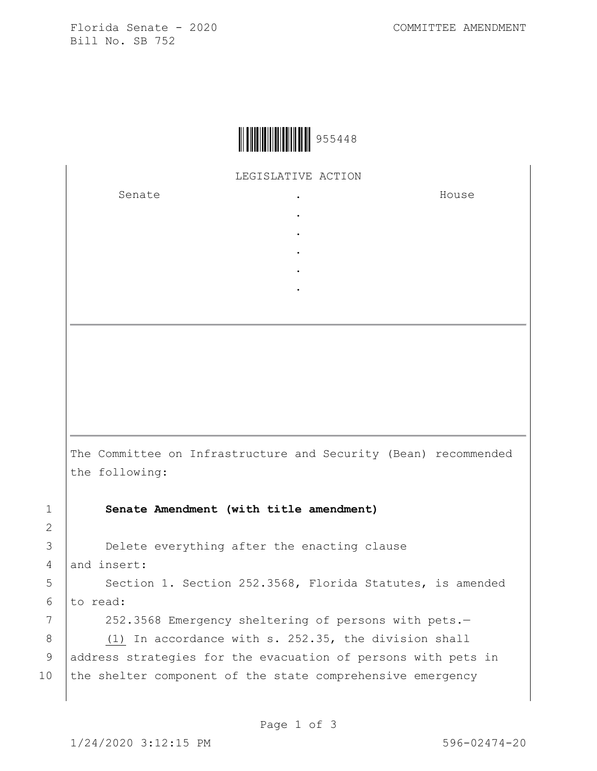Florida Senate - 2020
Bill No. SB 752

COMMITTEE AMENDMENT

955448

LEGISLATIVE ACTION

| Senate | . | House |
| --- | --- | --- |
| | . | |
| | . | |
| | . | |
| | . | |
| | . | |

The Committee on Infrastructure and Security (Bean) recommended the following:

**Senate Amendment (with title amendment)**

Delete everything after the enacting clause and insert:

Section 1. Section 252.3568, Florida Statutes, is amended to read:

252.3568 Emergency sheltering of persons with pets.—

<u>(1)</u> In accordance with s. 252.35, the division shall address strategies for the evacuation of persons with pets in the shelter component of the state comprehensive emergency

1/24/2020 3:12:15 PM

596-02474-20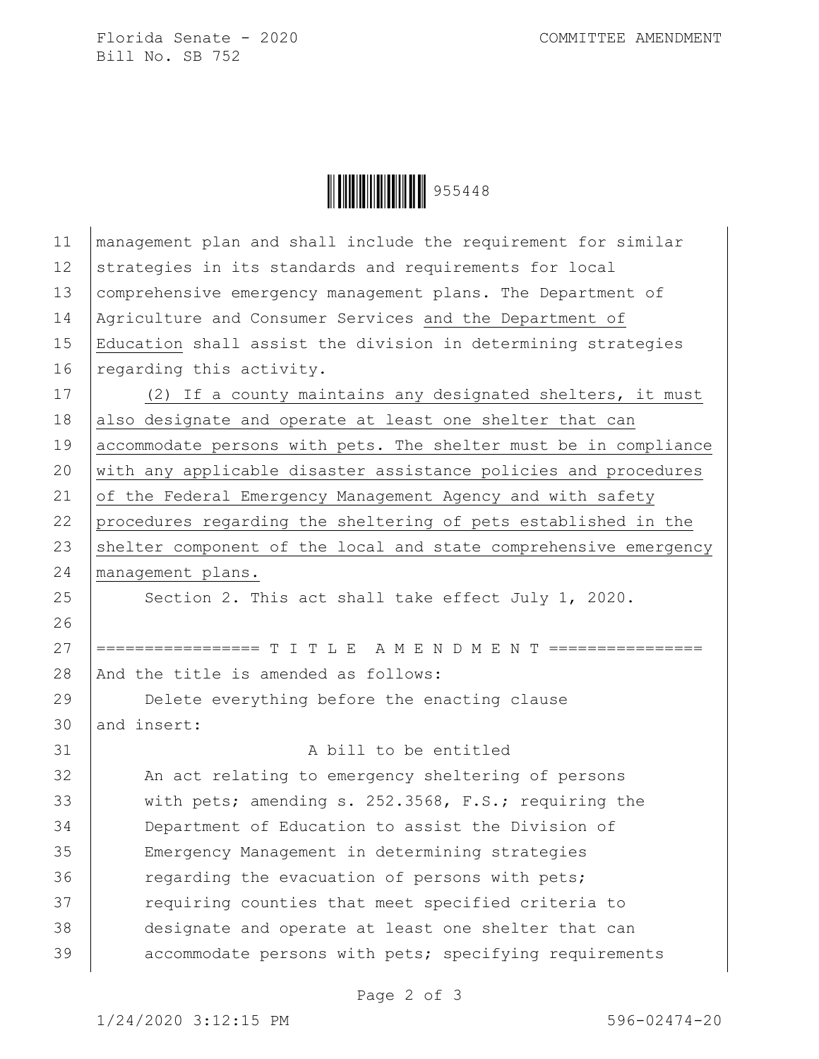management plan and shall include the requirement for similar strategies in its standards and requirements for local comprehensive emergency management plans. The Department of Agriculture and Consumer Services <u>and the Department of Education</u> shall assist the division in determining strategies regarding this activity.

<u>(2) If a county maintains any designated shelters, it must also designate and operate at least one shelter that can accommodate persons with pets. The shelter must be in compliance with any applicable disaster assistance policies and procedures of the Federal Emergency Management Agency and with safety procedures regarding the sheltering of pets established in the shelter component of the local and state comprehensive emergency management plans.</u>

Section 2. This act shall take effect July 1, 2020.

================= T I T L E A M E N D M E N T ================

And the title is amended as follows:

Delete everything before the enacting clause and insert:

A bill to be entitled

An act relating to emergency sheltering of persons with pets; amending s. 252.3568, F.S.; requiring the Department of Education to assist the Division of Emergency Management in determining strategies regarding the evacuation of persons with pets; requiring counties that meet specified criteria to designate and operate at least one shelter that can accommodate persons with pets; specifying requirements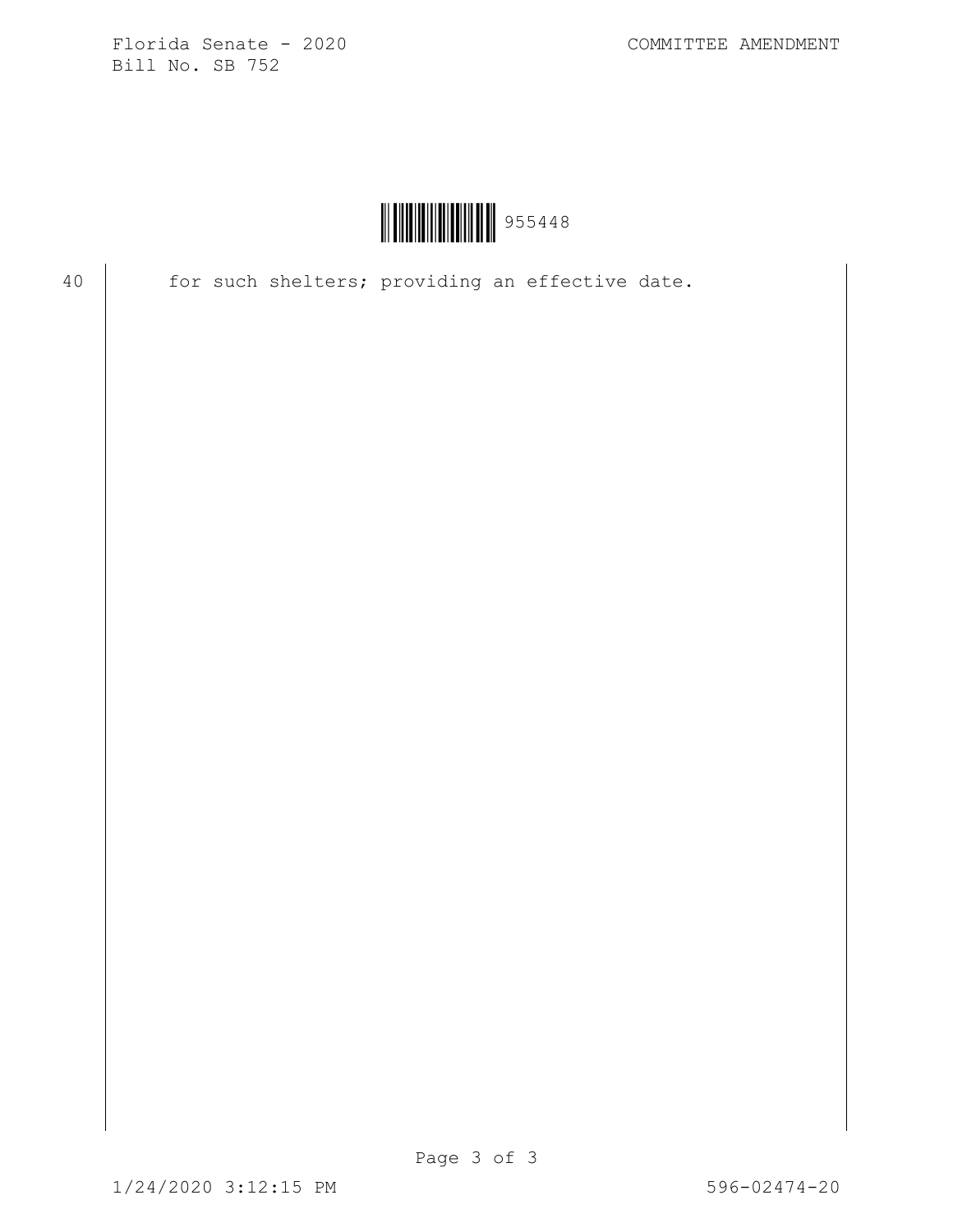40 for such shelters; providing an effective date.